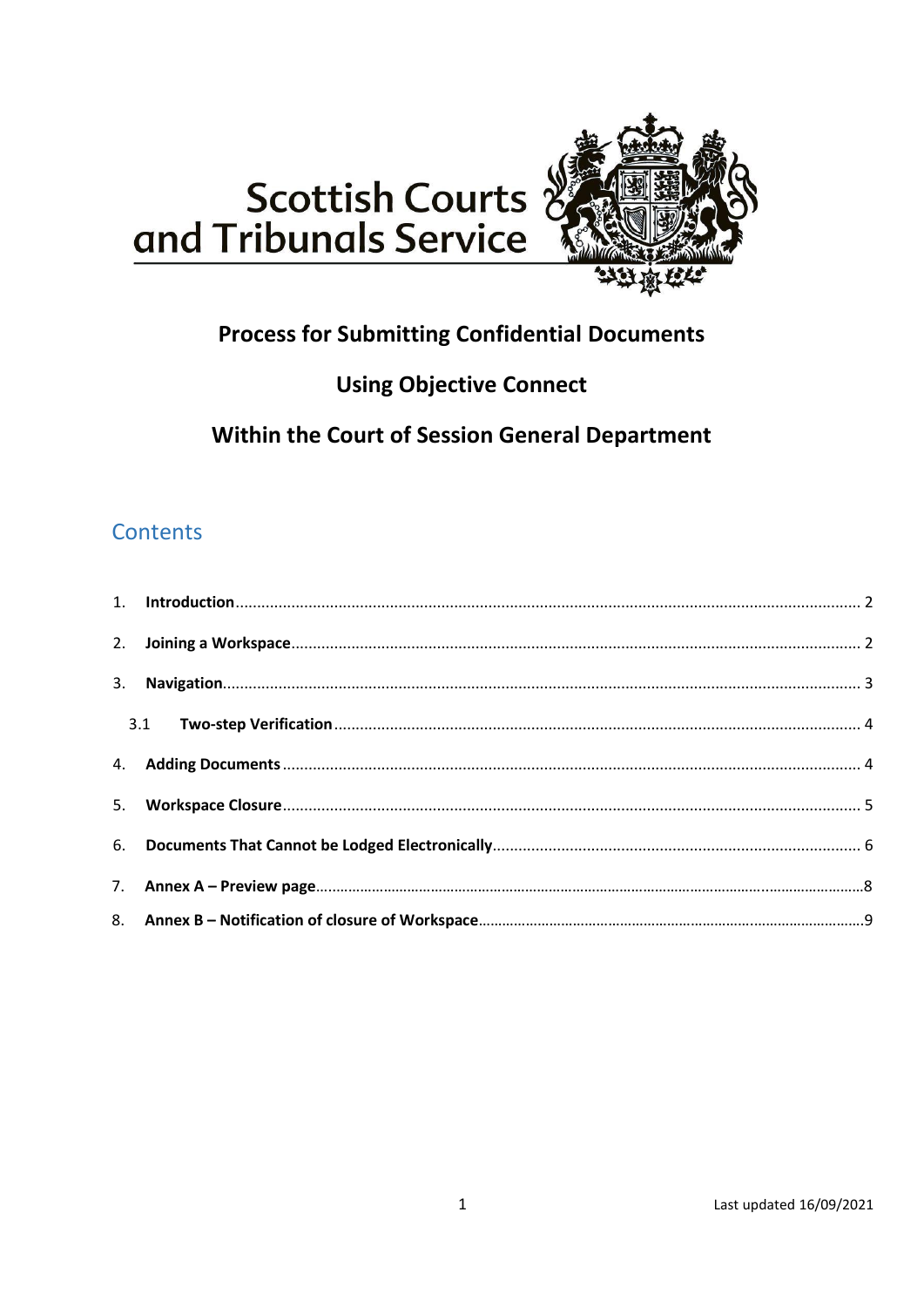Scottish Courts and Tribunals Service

# Process for Submitting Confidential Documents

# Using Objective Connect

# Within the Court of Session General Department

## Contents

1. **Introduction** .......... 2
2. **Joining a Workspace** .......... 2
3. **Navigation** .......... 3
   - 3.1 **Two-step Verification** .......... 4
4. **Adding Documents** .......... 4
5. **Workspace Closure** .......... 5
6. **Documents That Cannot be Lodged Electronically** .......... 6
7. **Annex A – Preview page** .......... 8
8. **Annex B – Notification of closure of Workspace** .......... 9

Last updated 16/09/2021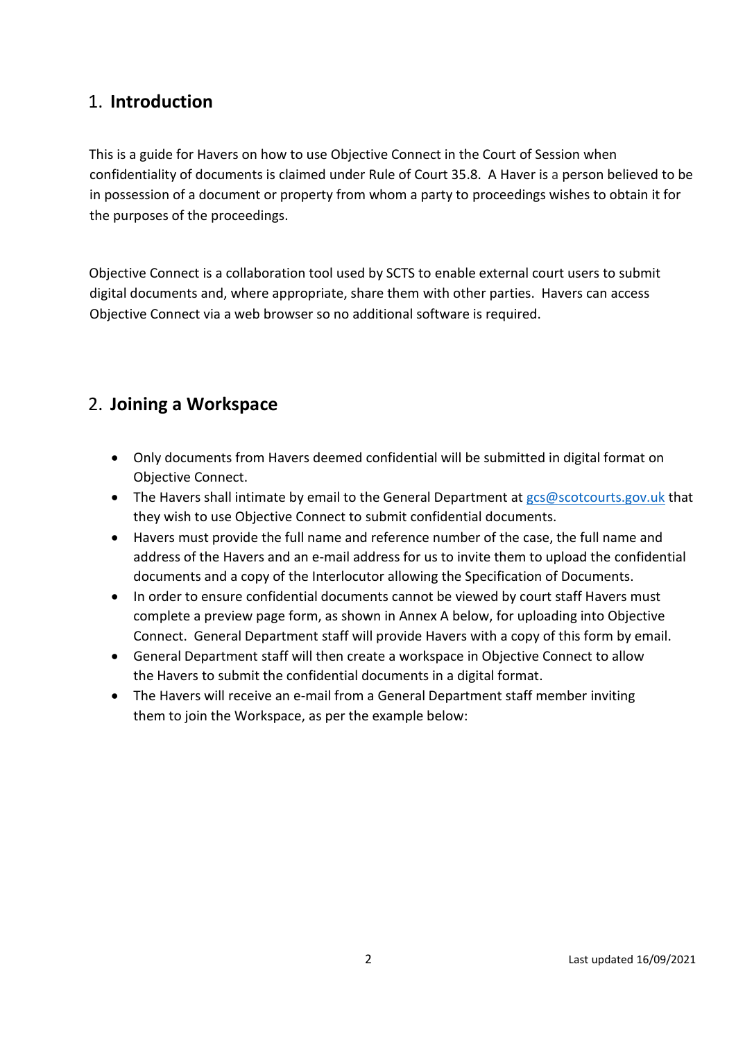## 1. **Introduction**

This is a guide for Havers on how to use Objective Connect in the Court of Session when confidentiality of documents is claimed under Rule of Court 35.8. A Haver is a person believed to be in possession of a document or property from whom a party to proceedings wishes to obtain it for the purposes of the proceedings.

Objective Connect is a collaboration tool used by SCTS to enable external court users to submit digital documents and, where appropriate, share them with other parties. Havers can access Objective Connect via a web browser so no additional software is required.

## 2. **Joining a Workspace**

- Only documents from Havers deemed confidential will be submitted in digital format on Objective Connect.
- The Havers shall intimate by email to the General Department at [gcs@scotcourts.gov.uk](mailto:gcs@scotcourts.gov.uk) that they wish to use Objective Connect to submit confidential documents.
- Havers must provide the full name and reference number of the case, the full name and address of the Havers and an e-mail address for us to invite them to upload the confidential documents and a copy of the Interlocutor allowing the Specification of Documents.
- In order to ensure confidential documents cannot be viewed by court staff Havers must complete a preview page form, as shown in Annex A below, for uploading into Objective Connect. General Department staff will provide Havers with a copy of this form by email.
- General Department staff will then create a workspace in Objective Connect to allow the Havers to submit the confidential documents in a digital format.
- The Havers will receive an e-mail from a General Department staff member inviting them to join the Workspace, as per the example below: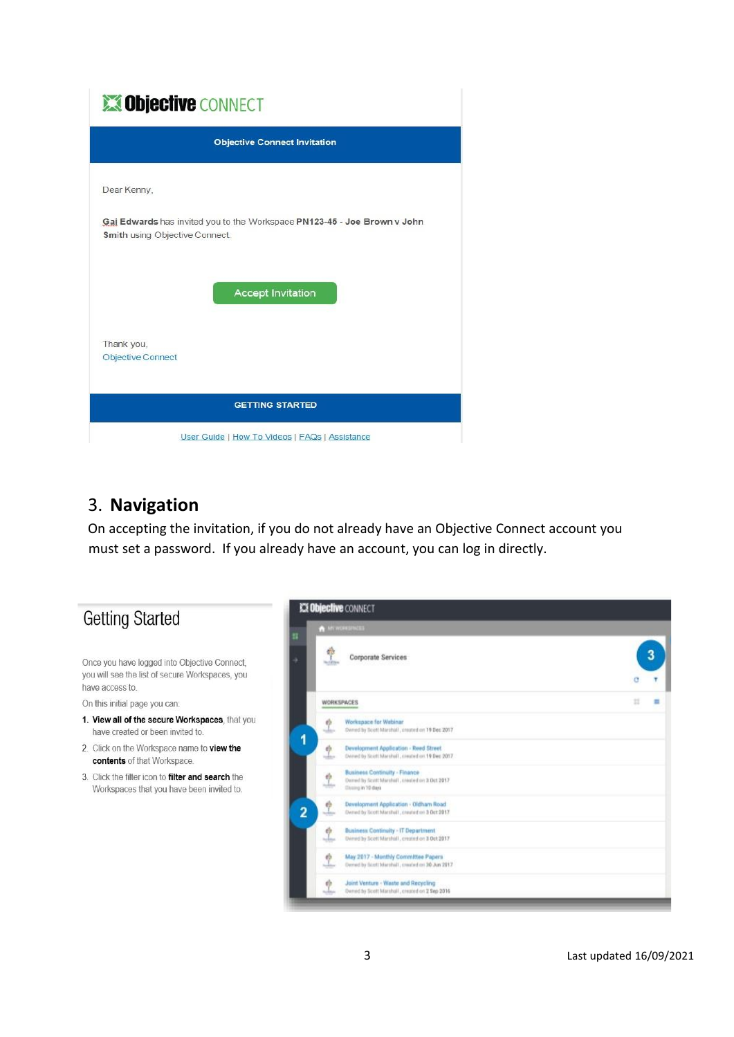![Objective CONNECT]

**Objective Connect Invitation**

Dear Kenny,

**Gai Edwards** has invited you to the Workspace **PN123-45 - Joe Brown v John Smith** using Objective Connect.

Accept Invitation

Thank you,
Objective Connect

**GETTING STARTED**

User Guide | How To Videos | FAQs | Assistance

## 3. Navigation

On accepting the invitation, if you do not already have an Objective Connect account you must set a password. If you already have an account, you can log in directly.

### Getting Started

Once you have logged into Objective Connect, you will see the list of secure Workspaces, you have access to.

On this initial page you can:

1. **View all of the secure Workspaces**, that you have created or been invited to.
2. Click on the Workspace name to **view the contents** of that Workspace.
3. Click the filter icon to **filter and search** the Workspaces that you have been invited to.

Objective CONNECT

MY WORKSPACES

Corporate Services

WORKSPACES

- Workspace for Webinar — Owned by Scott Marshall, created on 19 Dec 2017
- Development Application - Reed Street — Owned by Scott Marshall, created on 19 Dec 2017
- Business Continuity - Finance — Owned by Scott Marshall, created on 3 Oct 2017 — Closing in 10 days
- Development Application - Oldham Road — Owned by Scott Marshall, created on 3 Oct 2017
- Business Continuity - IT Department — Owned by Scott Marshall, created on 3 Oct 2017
- May 2017 - Monthly Committee Papers — Owned by Scott Marshall, created on 30 Jun 2017
- Joint Venture - Waste and Recycling — Owned by Scott Marshall, created on 2 Sep 2016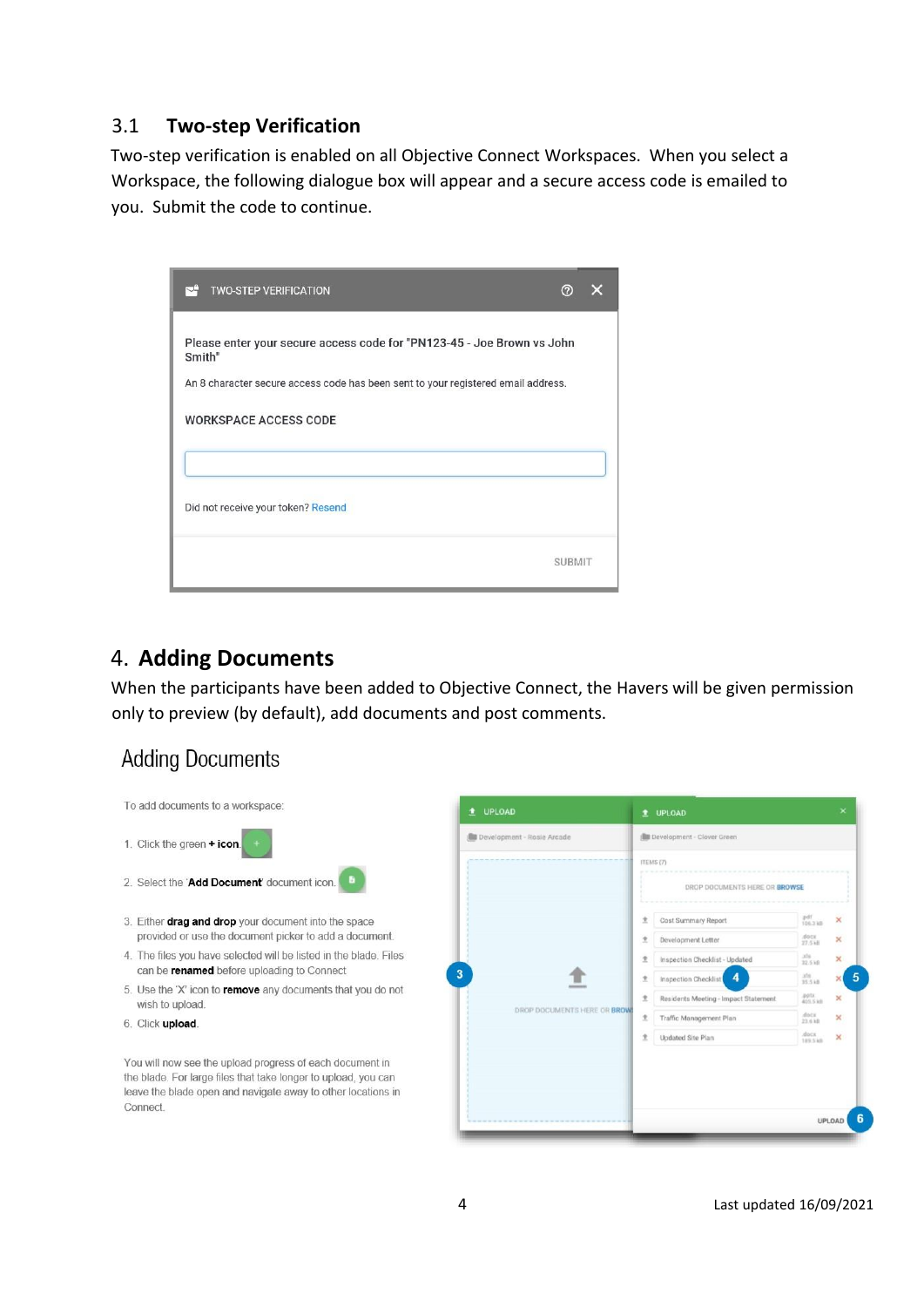## 3.1 Two-step Verification

Two-step verification is enabled on all Objective Connect Workspaces. When you select a Workspace, the following dialogue box will appear and a secure access code is emailed to you. Submit the code to continue.

TWO-STEP VERIFICATION

Please enter your secure access code for "PN123-45 - Joe Brown vs John Smith"

An 8 character secure access code has been sent to your registered email address.

WORKSPACE ACCESS CODE

Did not receive your token? Resend

SUBMIT

# 4. Adding Documents

When the participants have been added to Objective Connect, the Havers will be given permission only to preview (by default), add documents and post comments.

## Adding Documents

To add documents to a workspace:

1. Click the green **+ icon**.
2. Select the '**Add Document**' document icon.
3. Either **drag and drop** your document into the space provided or use the document picker to add a document.
4. The files you have selected will be listed in the blade. Files can be **renamed** before uploading to Connect
5. Use the 'X' icon to **remove** any documents that you do not wish to upload.
6. Click **upload**.

You will now see the upload progress of each document in the blade. For large files that take longer to upload, you can leave the blade open and navigate away to other locations in Connect.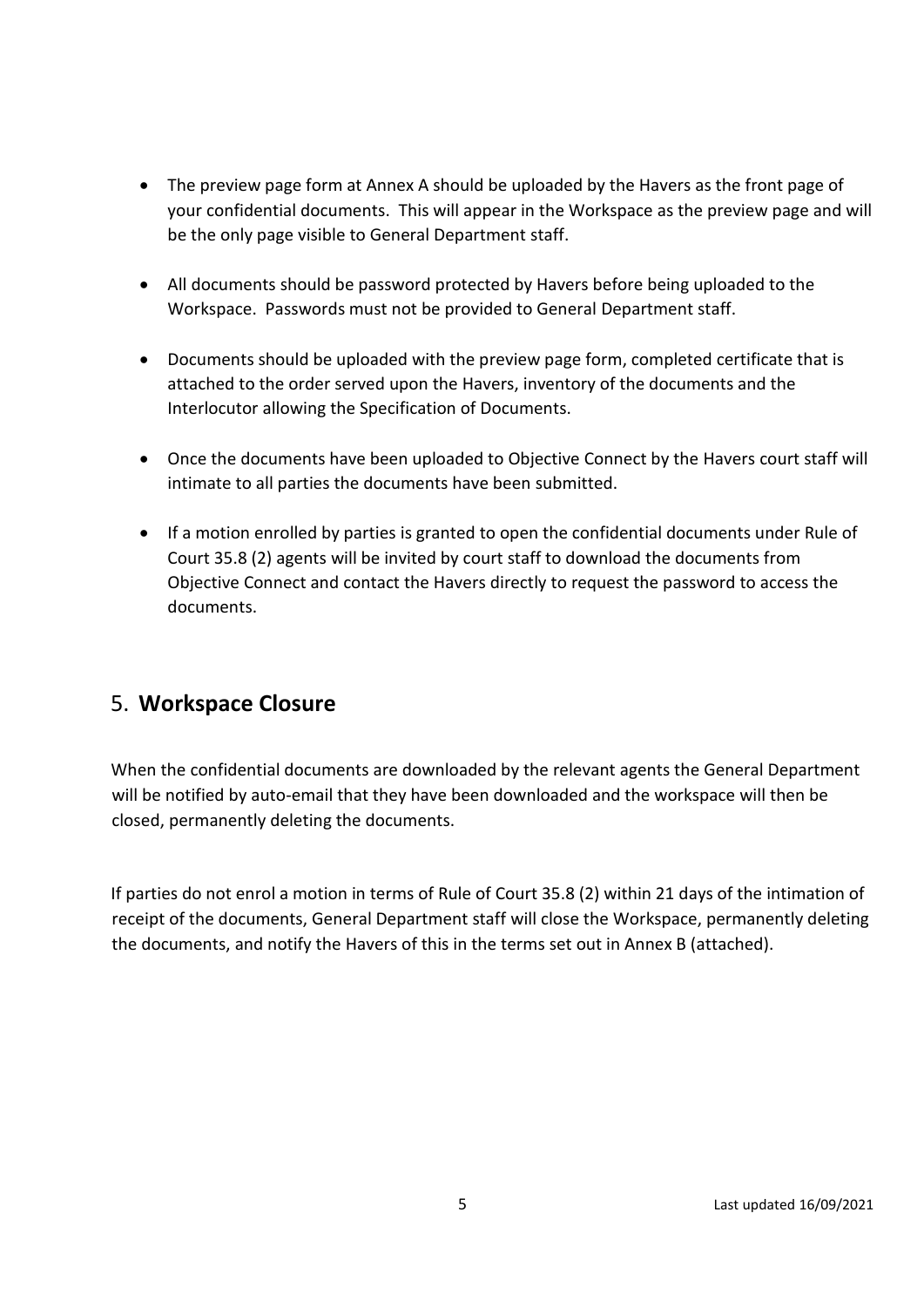- The preview page form at Annex A should be uploaded by the Havers as the front page of your confidential documents. This will appear in the Workspace as the preview page and will be the only page visible to General Department staff.

- All documents should be password protected by Havers before being uploaded to the Workspace. Passwords must not be provided to General Department staff.

- Documents should be uploaded with the preview page form, completed certificate that is attached to the order served upon the Havers, inventory of the documents and the Interlocutor allowing the Specification of Documents.

- Once the documents have been uploaded to Objective Connect by the Havers court staff will intimate to all parties the documents have been submitted.

- If a motion enrolled by parties is granted to open the confidential documents under Rule of Court 35.8 (2) agents will be invited by court staff to download the documents from Objective Connect and contact the Havers directly to request the password to access the documents.

## 5. **Workspace Closure**

When the confidential documents are downloaded by the relevant agents the General Department will be notified by auto-email that they have been downloaded and the workspace will then be closed, permanently deleting the documents.

If parties do not enrol a motion in terms of Rule of Court 35.8 (2) within 21 days of the intimation of receipt of the documents, General Department staff will close the Workspace, permanently deleting the documents, and notify the Havers of this in the terms set out in Annex B (attached).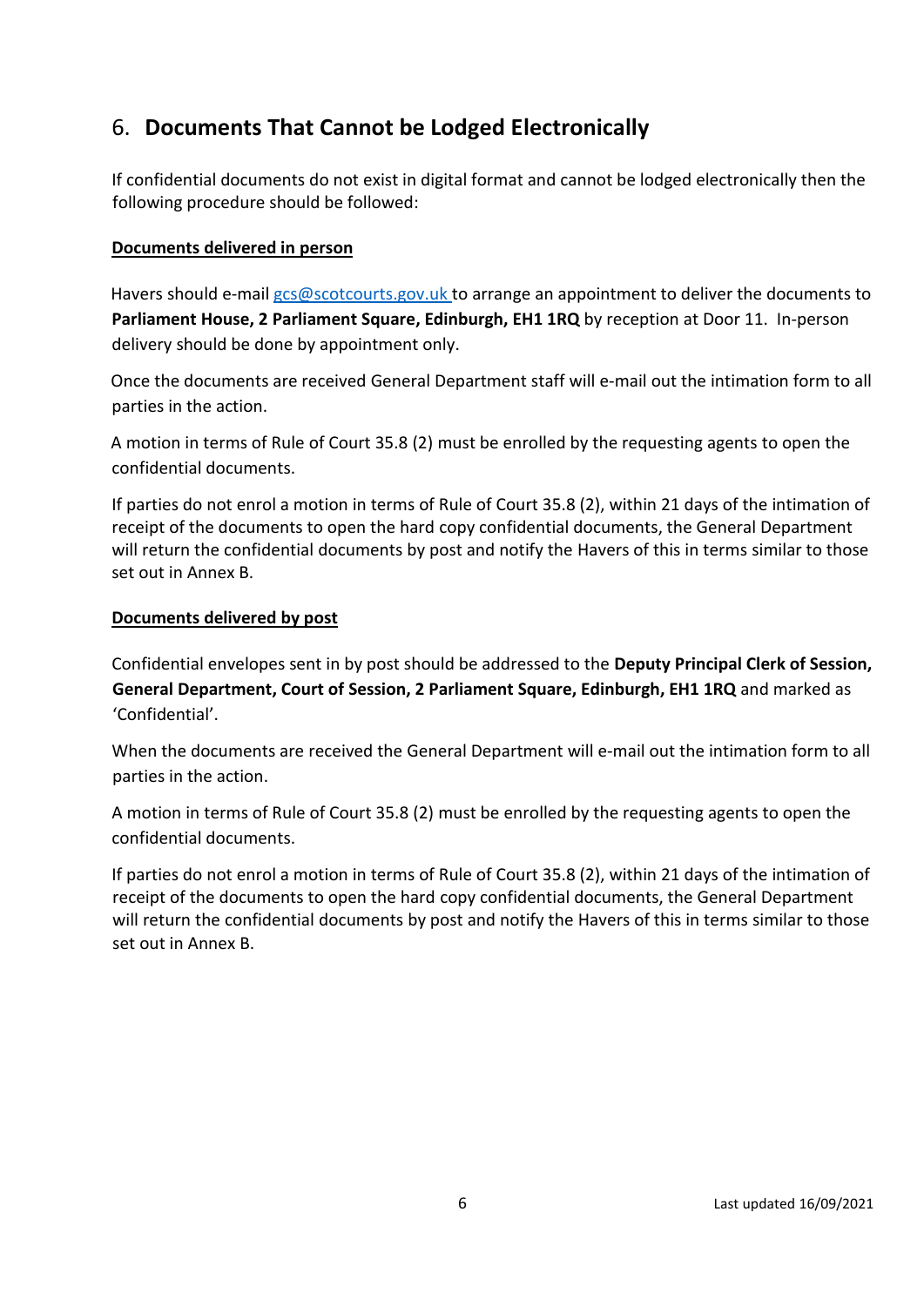## 6. **Documents That Cannot be Lodged Electronically**

If confidential documents do not exist in digital format and cannot be lodged electronically then the following procedure should be followed:

**Documents delivered in person**

Havers should e-mail gcs@scotcourts.gov.uk to arrange an appointment to deliver the documents to **Parliament House, 2 Parliament Square, Edinburgh, EH1 1RQ** by reception at Door 11. In-person delivery should be done by appointment only.

Once the documents are received General Department staff will e-mail out the intimation form to all parties in the action.

A motion in terms of Rule of Court 35.8 (2) must be enrolled by the requesting agents to open the confidential documents.

If parties do not enrol a motion in terms of Rule of Court 35.8 (2), within 21 days of the intimation of receipt of the documents to open the hard copy confidential documents, the General Department will return the confidential documents by post and notify the Havers of this in terms similar to those set out in Annex B.

**Documents delivered by post**

Confidential envelopes sent in by post should be addressed to the **Deputy Principal Clerk of Session, General Department, Court of Session, 2 Parliament Square, Edinburgh, EH1 1RQ** and marked as 'Confidential'.

When the documents are received the General Department will e-mail out the intimation form to all parties in the action.

A motion in terms of Rule of Court 35.8 (2) must be enrolled by the requesting agents to open the confidential documents.

If parties do not enrol a motion in terms of Rule of Court 35.8 (2), within 21 days of the intimation of receipt of the documents to open the hard copy confidential documents, the General Department will return the confidential documents by post and notify the Havers of this in terms similar to those set out in Annex B.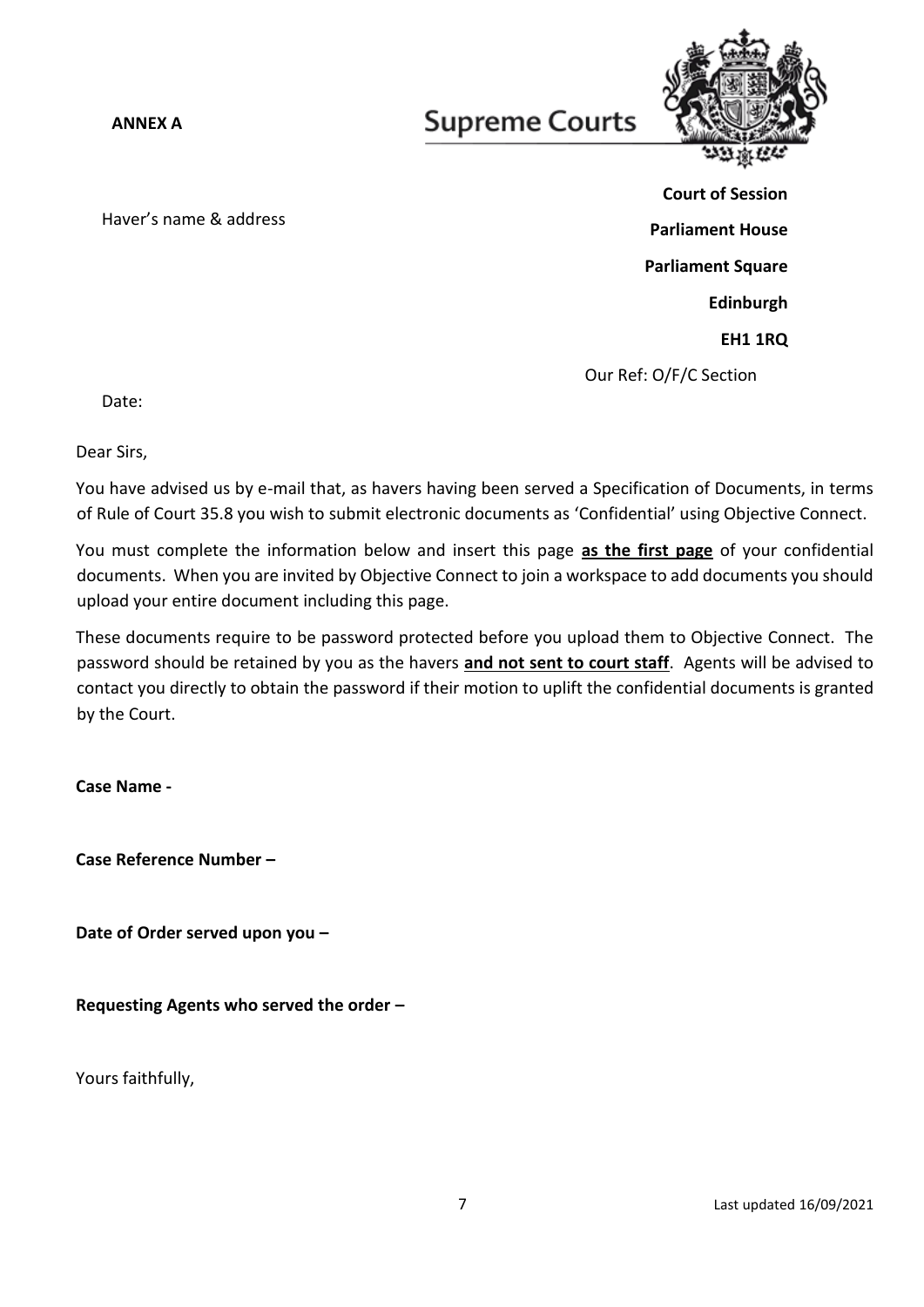**ANNEX A**

**Supreme Courts**

Haver's name & address

**Court of Session**

**Parliament House**

**Parliament Square**

**Edinburgh**

**EH1 1RQ**

Our Ref: O/F/C Section

Date:

Dear Sirs,

You have advised us by e-mail that, as havers having been served a Specification of Documents, in terms of Rule of Court 35.8 you wish to submit electronic documents as 'Confidential' using Objective Connect.

You must complete the information below and insert this page **as the first page** of your confidential documents. When you are invited by Objective Connect to join a workspace to add documents you should upload your entire document including this page.

These documents require to be password protected before you upload them to Objective Connect. The password should be retained by you as the havers **and not sent to court staff**. Agents will be advised to contact you directly to obtain the password if their motion to uplift the confidential documents is granted by the Court.

**Case Name -**

**Case Reference Number –**

**Date of Order served upon you –**

**Requesting Agents who served the order –**

Yours faithfully,

Last updated 16/09/2021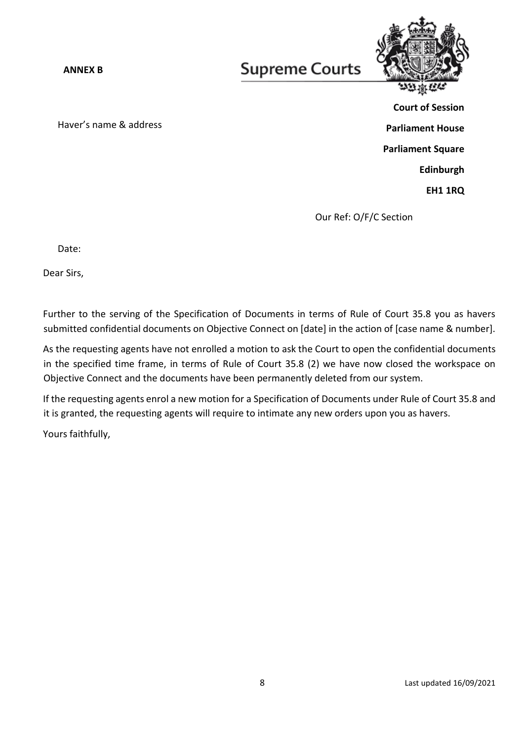**ANNEX B**

Supreme Courts

Haver's name & address

**Court of Session**

**Parliament House**

**Parliament Square**

**Edinburgh**

**EH1 1RQ**

Our Ref: O/F/C Section

Date:

Dear Sirs,

Further to the serving of the Specification of Documents in terms of Rule of Court 35.8 you as havers submitted confidential documents on Objective Connect on [date] in the action of [case name & number].

As the requesting agents have not enrolled a motion to ask the Court to open the confidential documents in the specified time frame, in terms of Rule of Court 35.8 (2) we have now closed the workspace on Objective Connect and the documents have been permanently deleted from our system.

If the requesting agents enrol a new motion for a Specification of Documents under Rule of Court 35.8 and it is granted, the requesting agents will require to intimate any new orders upon you as havers.

Yours faithfully,

Last updated 16/09/2021